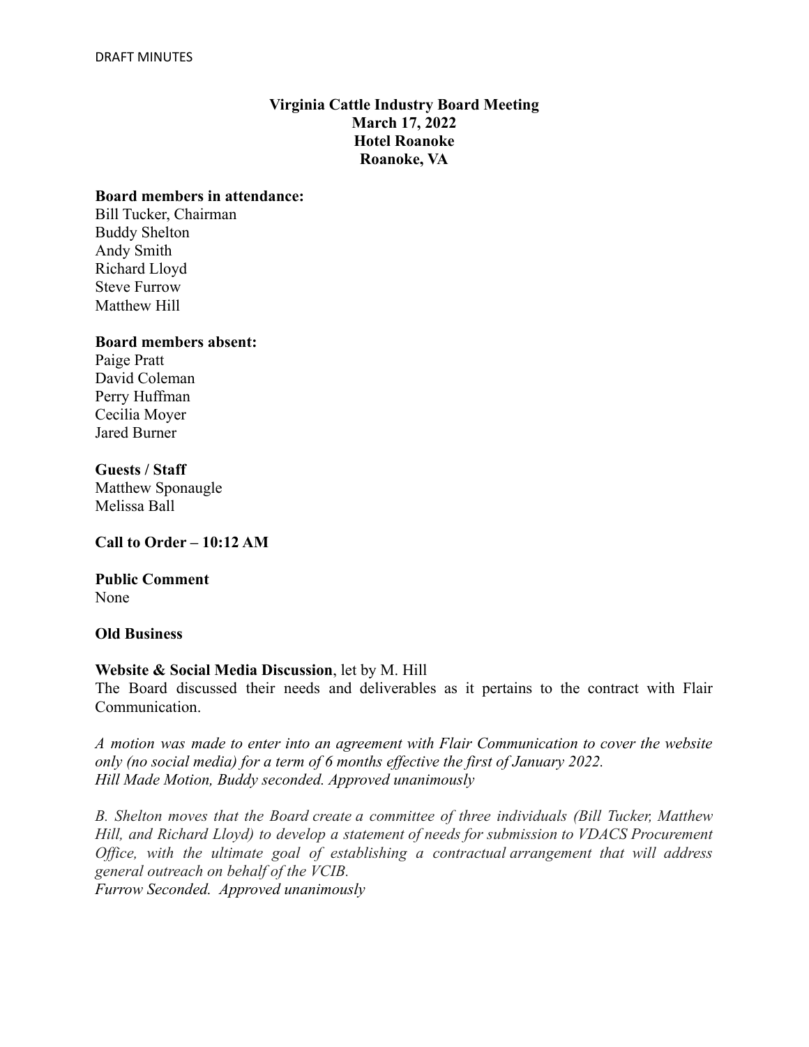DRAFT MINUTES

**Virginia Cattle Industry Board Meeting**
**March 17, 2022**
**Hotel Roanoke**
**Roanoke, VA**

**Board members in attendance:**
Bill Tucker, Chairman
Buddy Shelton
Andy Smith
Richard Lloyd
Steve Furrow
Matthew Hill

**Board members absent:**
Paige Pratt
David Coleman
Perry Huffman
Cecilia Moyer
Jared Burner

**Guests / Staff**
Matthew Sponaugle
Melissa Ball

**Call to Order – 10:12 AM**

**Public Comment**
None

**Old Business**

**Website & Social Media Discussion**, let by M. Hill
The Board discussed their needs and deliverables as it pertains to the contract with Flair Communication.

*A motion was made to enter into an agreement with Flair Communication to cover the website only (no social media) for a term of 6 months effective the first of January 2022.*
*Hill Made Motion, Buddy seconded. Approved unanimously*

*B. Shelton moves that the Board create a committee of three individuals (Bill Tucker, Matthew Hill, and Richard Lloyd) to develop a statement of needs for submission to VDACS Procurement Office, with the ultimate goal of establishing a contractual arrangement that will address general outreach on behalf of the VCIB.*
*Furrow Seconded. Approved unanimously*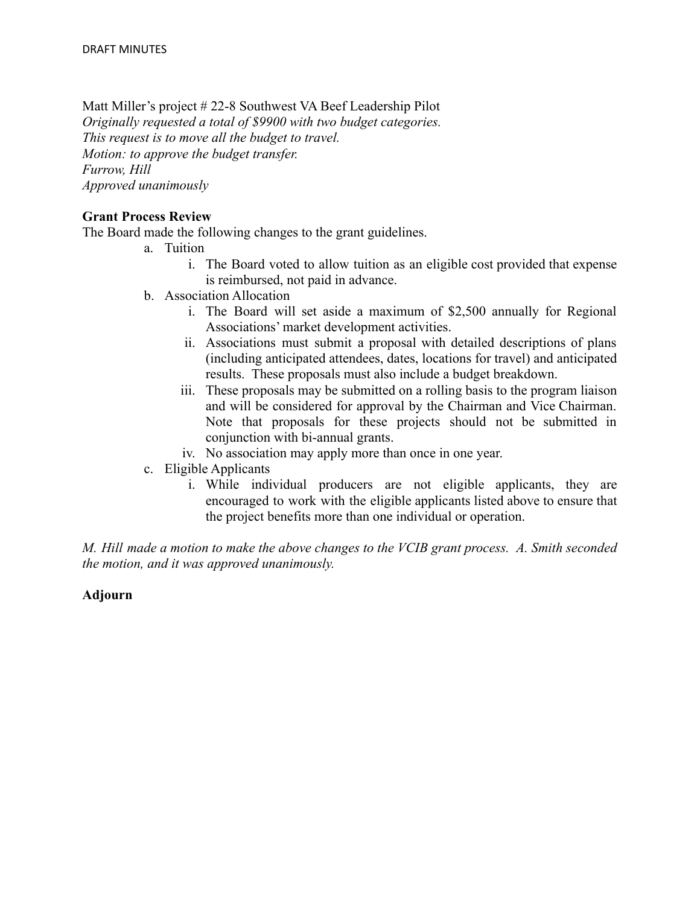Matt Miller's project # 22-8 Southwest VA Beef Leadership Pilot
*Originally requested a total of $9900 with two budget categories.*
*This request is to move all the budget to travel.*
*Motion: to approve the budget transfer.*
*Furrow, Hill*
*Approved unanimously*

**Grant Process Review**

The Board made the following changes to the grant guidelines.

a. Tuition
    i. The Board voted to allow tuition as an eligible cost provided that expense is reimbursed, not paid in advance.
b. Association Allocation
    i. The Board will set aside a maximum of $2,500 annually for Regional Associations' market development activities.
    ii. Associations must submit a proposal with detailed descriptions of plans (including anticipated attendees, dates, locations for travel) and anticipated results. These proposals must also include a budget breakdown.
    iii. These proposals may be submitted on a rolling basis to the program liaison and will be considered for approval by the Chairman and Vice Chairman. Note that proposals for these projects should not be submitted in conjunction with bi-annual grants.
    iv. No association may apply more than once in one year.
c. Eligible Applicants
    i. While individual producers are not eligible applicants, they are encouraged to work with the eligible applicants listed above to ensure that the project benefits more than one individual or operation.

*M. Hill made a motion to make the above changes to the VCIB grant process. A. Smith seconded the motion, and it was approved unanimously.*

**Adjourn**